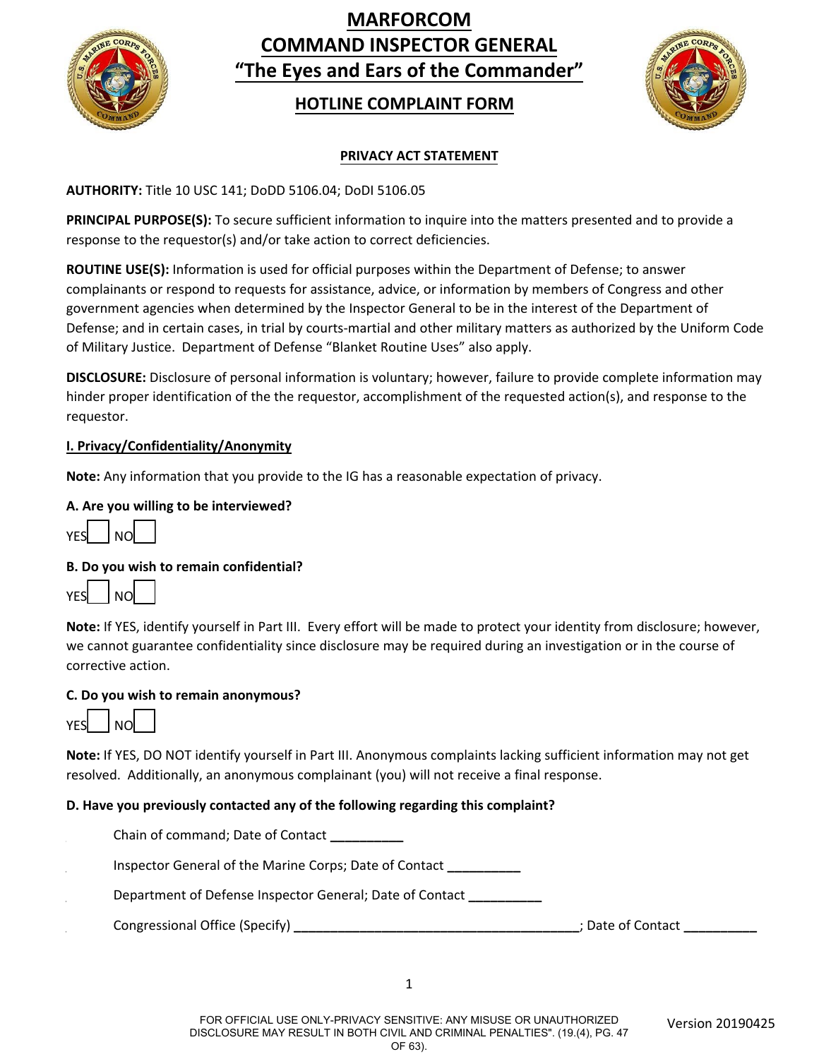# MARFORCOM
# COMMAND INSPECTOR GENERAL
# "The Eyes and Ears of the Commander"

## HOTLINE COMPLAINT FORM

### PRIVACY ACT STATEMENT

**AUTHORITY:** Title 10 USC 141; DoDD 5106.04; DoDI 5106.05

**PRINCIPAL PURPOSE(S):** To secure sufficient information to inquire into the matters presented and to provide a response to the requestor(s) and/or take action to correct deficiencies.

**ROUTINE USE(S):** Information is used for official purposes within the Department of Defense; to answer complainants or respond to requests for assistance, advice, or information by members of Congress and other government agencies when determined by the Inspector General to be in the interest of the Department of Defense; and in certain cases, in trial by courts-martial and other military matters as authorized by the Uniform Code of Military Justice. Department of Defense "Blanket Routine Uses" also apply.

**DISCLOSURE:** Disclosure of personal information is voluntary; however, failure to provide complete information may hinder proper identification of the the requestor, accomplishment of the requested action(s), and response to the requestor.

### I. Privacy/Confidentiality/Anonymity

**Note:** Any information that you provide to the IG has a reasonable expectation of privacy.

**A. Are you willing to be interviewed?**

YES ☐ NO ☐

**B. Do you wish to remain confidential?**

YES ☐ NO ☐

**Note:** If YES, identify yourself in Part III. Every effort will be made to protect your identity from disclosure; however, we cannot guarantee confidentiality since disclosure may be required during an investigation or in the course of corrective action.

**C. Do you wish to remain anonymous?**

YES ☐ NO ☐

**Note:** If YES, DO NOT identify yourself in Part III. Anonymous complaints lacking sufficient information may not get resolved. Additionally, an anonymous complainant (you) will not receive a final response.

**D. Have you previously contacted any of the following regarding this complaint?**

Chain of command; Date of Contact __________

Inspector General of the Marine Corps; Date of Contact __________

Department of Defense Inspector General; Date of Contact __________

Congressional Office (Specify) ________________________________________; Date of Contact __________

FOR OFFICIAL USE ONLY-PRIVACY SENSITIVE: ANY MISUSE OR UNAUTHORIZED DISCLOSURE MAY RESULT IN BOTH CIVIL AND CRIMINAL PENALTIES". (19.(4), PG. 47 OF 63).

Version 20190425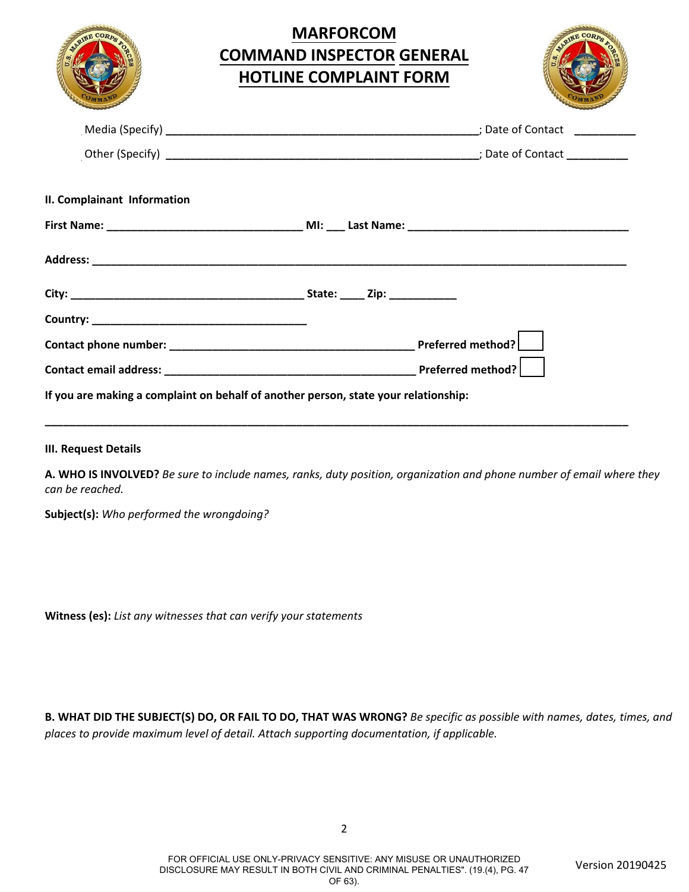# MARFORCOM COMMAND INSPECTOR GENERAL HOTLINE COMPLAINT FORM

Media (Specify) ___________________________________________________; Date of Contact __________

Other (Specify) ___________________________________________________; Date of Contact __________

**II. Complainant Information**

**First Name:** _______________________________ **MI:** ___ **Last Name:** ___________________________________

**Address:** ______________________________________________________________________________________

**City:** _____________________________________ **State:** ____ **Zip:** ___________

**Country:** ___________________________________

**Contact phone number:** ________________________________________ **Preferred method?** ☐

**Contact email address:** ________________________________________ **Preferred method?** ☐

**If you are making a complaint on behalf of another person, state your relationship:**

_____________________________________________________________________________________________

**III. Request Details**

**A. WHO IS INVOLVED?** *Be sure to include names, ranks, duty position, organization and phone number of email where they can be reached.*

**Subject(s):** *Who performed the wrongdoing?*

**Witness (es):** *List any witnesses that can verify your statements*

**B. WHAT DID THE SUBJECT(S) DO, OR FAIL TO DO, THAT WAS WRONG?** *Be specific as possible with names, dates, times, and places to provide maximum level of detail. Attach supporting documentation, if applicable.*

FOR OFFICIAL USE ONLY-PRIVACY SENSITIVE: ANY MISUSE OR UNAUTHORIZED DISCLOSURE MAY RESULT IN BOTH CIVIL AND CRIMINAL PENALTIES". (19.(4), PG. 47 OF 63).

Version 20190425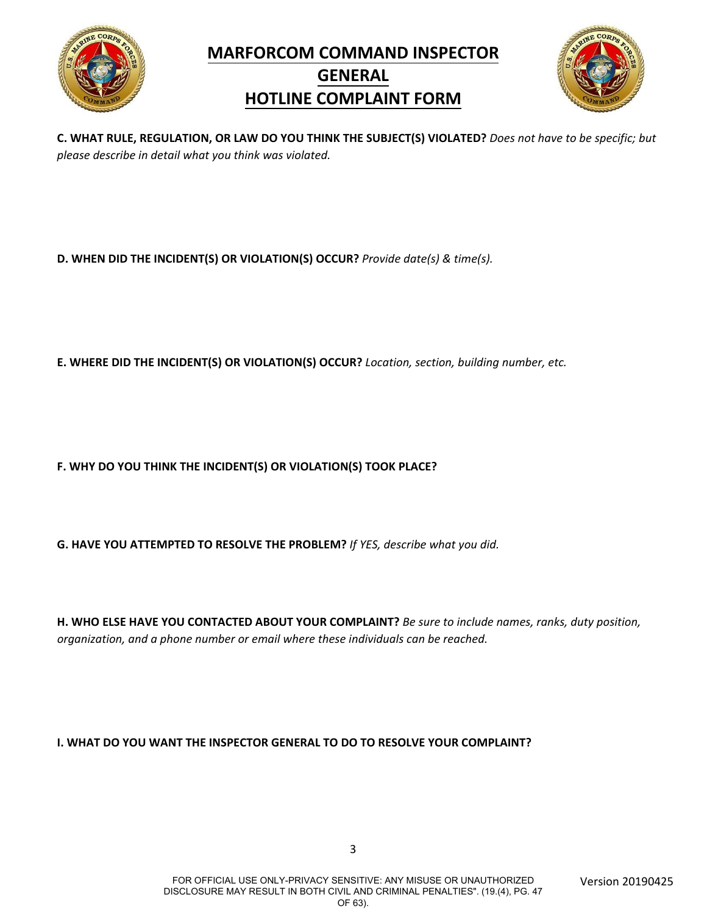# MARFORCOM COMMAND INSPECTOR GENERAL HOTLINE COMPLAINT FORM

**C. WHAT RULE, REGULATION, OR LAW DO YOU THINK THE SUBJECT(S) VIOLATED?** *Does not have to be specific; but please describe in detail what you think was violated.*

**D. WHEN DID THE INCIDENT(S) OR VIOLATION(S) OCCUR?** *Provide date(s) & time(s).*

**E. WHERE DID THE INCIDENT(S) OR VIOLATION(S) OCCUR?** *Location, section, building number, etc.*

**F. WHY DO YOU THINK THE INCIDENT(S) OR VIOLATION(S) TOOK PLACE?**

**G. HAVE YOU ATTEMPTED TO RESOLVE THE PROBLEM?** *If YES, describe what you did.*

**H. WHO ELSE HAVE YOU CONTACTED ABOUT YOUR COMPLAINT?** *Be sure to include names, ranks, duty position, organization, and a phone number or email where these individuals can be reached.*

**I. WHAT DO YOU WANT THE INSPECTOR GENERAL TO DO TO RESOLVE YOUR COMPLAINT?**

FOR OFFICIAL USE ONLY-PRIVACY SENSITIVE: ANY MISUSE OR UNAUTHORIZED DISCLOSURE MAY RESULT IN BOTH CIVIL AND CRIMINAL PENALTIES". (19.(4), PG. 47 OF 63).

Version 20190425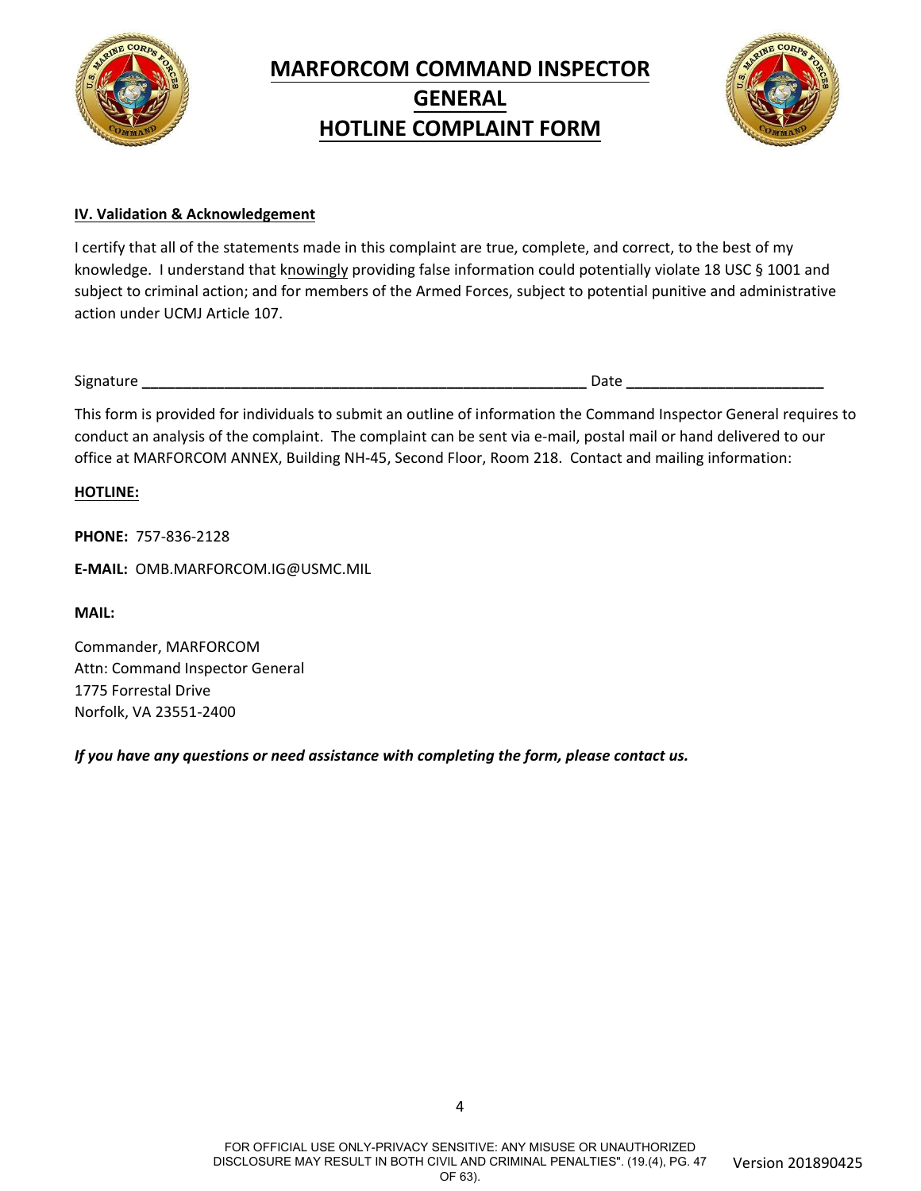# MARFORCOM COMMAND INSPECTOR GENERAL HOTLINE COMPLAINT FORM

**IV. Validation & Acknowledgement**

I certify that all of the statements made in this complaint are true, complete, and correct, to the best of my knowledge. I understand that knowingly providing false information could potentially violate 18 USC § 1001 and subject to criminal action; and for members of the Armed Forces, subject to potential punitive and administrative action under UCMJ Article 107.

Signature ______________________________________________ Date ____________________

This form is provided for individuals to submit an outline of information the Command Inspector General requires to conduct an analysis of the complaint. The complaint can be sent via e-mail, postal mail or hand delivered to our office at MARFORCOM ANNEX, Building NH-45, Second Floor, Room 218. Contact and mailing information:

**HOTLINE:**

**PHONE:** 757-836-2128

**E-MAIL:** OMB.MARFORCOM.IG@USMC.MIL

**MAIL:**

Commander, MARFORCOM
Attn: Command Inspector General
1775 Forrestal Drive
Norfolk, VA 23551-2400

***If you have any questions or need assistance with completing the form, please contact us.***

FOR OFFICIAL USE ONLY-PRIVACY SENSITIVE: ANY MISUSE OR UNAUTHORIZED DISCLOSURE MAY RESULT IN BOTH CIVIL AND CRIMINAL PENALTIES". (19.(4), PG. 47 OF 63).

Version 201890425